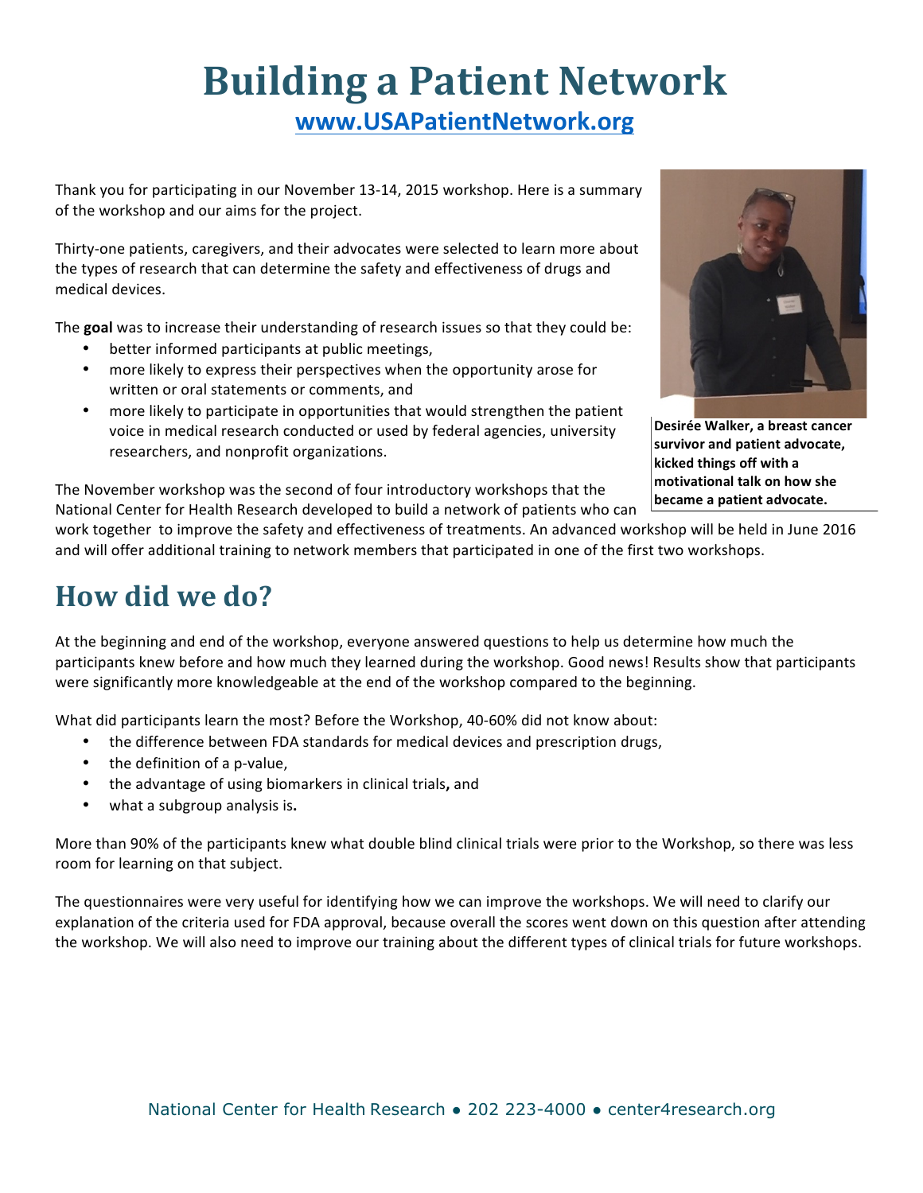# Building a Patient Network

**www.USAPatientNetwork.org**

Thank you for participating in our November 13-14, 2015 workshop. Here is a summary of the workshop and our aims for the project.

Thirty-one patients, caregivers, and their advocates were selected to learn more about the types of research that can determine the safety and effectiveness of drugs and medical devices.

The **goal** was to increase their understanding of research issues so that they could be:

- better informed participants at public meetings,
- more likely to express their perspectives when the opportunity arose for written or oral statements or comments, and
- more likely to participate in opportunities that would strengthen the patient voice in medical research conducted or used by federal agencies, university researchers, and nonprofit organizations.

**Desirée Walker, a breast cancer survivor and patient advocate, kicked things off with a motivational talk on how she became a patient advocate.**

The November workshop was the second of four introductory workshops that the National Center for Health Research developed to build a network of patients who can work together to improve the safety and effectiveness of treatments. An advanced workshop will be held in June 2016 and will offer additional training to network members that participated in one of the first two workshops.

## How did we do?

At the beginning and end of the workshop, everyone answered questions to help us determine how much the participants knew before and how much they learned during the workshop. Good news! Results show that participants were significantly more knowledgeable at the end of the workshop compared to the beginning.

What did participants learn the most? Before the Workshop, 40-60% did not know about:

- the difference between FDA standards for medical devices and prescription drugs,
- the definition of a p-value,
- the advantage of using biomarkers in clinical trials**,** and
- what a subgroup analysis is**.**

More than 90% of the participants knew what double blind clinical trials were prior to the Workshop, so there was less room for learning on that subject.

The questionnaires were very useful for identifying how we can improve the workshops. We will need to clarify our explanation of the criteria used for FDA approval, because overall the scores went down on this question after attending the workshop. We will also need to improve our training about the different types of clinical trials for future workshops.

National Center for Health Research ● 202 223-4000 ● center4research.org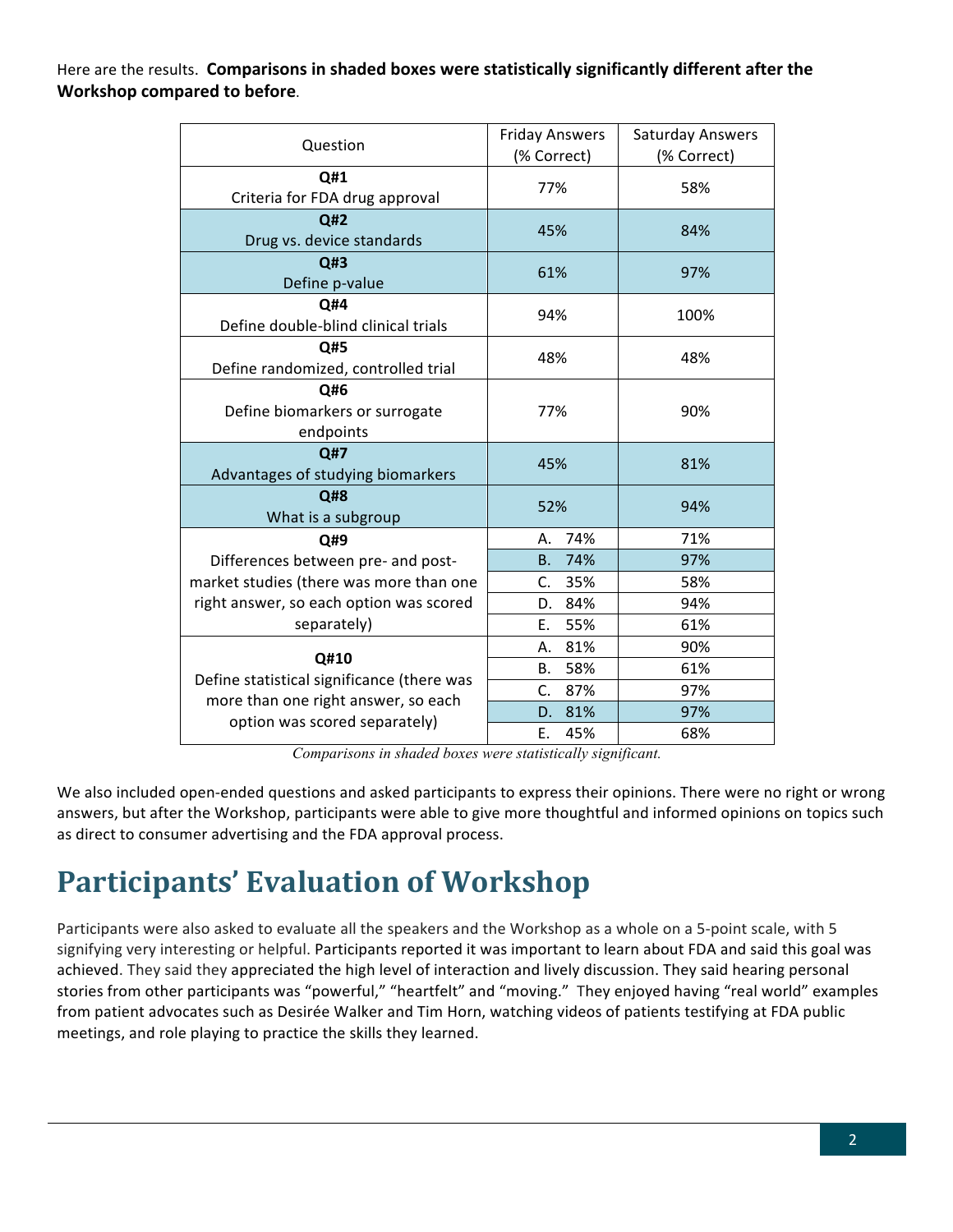Here are the results. **Comparisons in shaded boxes were statistically significantly different after the Workshop compared to before**.

| Question | Friday Answers (% Correct) | Saturday Answers (% Correct) |
|---|---|---|
| **Q#1** Criteria for FDA drug approval | 77% | 58% |
| **Q#2** Drug vs. device standards | 45% | 84% |
| **Q#3** Define p-value | 61% | 97% |
| **Q#4** Define double-blind clinical trials | 94% | 100% |
| **Q#5** Define randomized, controlled trial | 48% | 48% |
| **Q#6** Define biomarkers or surrogate endpoints | 77% | 90% |
| **Q#7** Advantages of studying biomarkers | 45% | 81% |
| **Q#8** What is a subgroup | 52% | 94% |
| **Q#9** Differences between pre- and post-market studies (there was more than one right answer, so each option was scored separately) | A. 74% | 71% |
| | B. 74% | 97% |
| | C. 35% | 58% |
| | D. 84% | 94% |
| | E. 55% | 61% |
| **Q#10** Define statistical significance (there was more than one right answer, so each option was scored separately) | A. 81% | 90% |
| | B. 58% | 61% |
| | C. 87% | 97% |
| | D. 81% | 97% |
| | E. 45% | 68% |

*Comparisons in shaded boxes were statistically significant.*

We also included open-ended questions and asked participants to express their opinions. There were no right or wrong answers, but after the Workshop, participants were able to give more thoughtful and informed opinions on topics such as direct to consumer advertising and the FDA approval process.

# Participants' Evaluation of Workshop

Participants were also asked to evaluate all the speakers and the Workshop as a whole on a 5-point scale, with 5 signifying very interesting or helpful. Participants reported it was important to learn about FDA and said this goal was achieved. They said they appreciated the high level of interaction and lively discussion. They said hearing personal stories from other participants was "powerful," "heartfelt" and "moving." They enjoyed having "real world" examples from patient advocates such as Desirée Walker and Tim Horn, watching videos of patients testifying at FDA public meetings, and role playing to practice the skills they learned.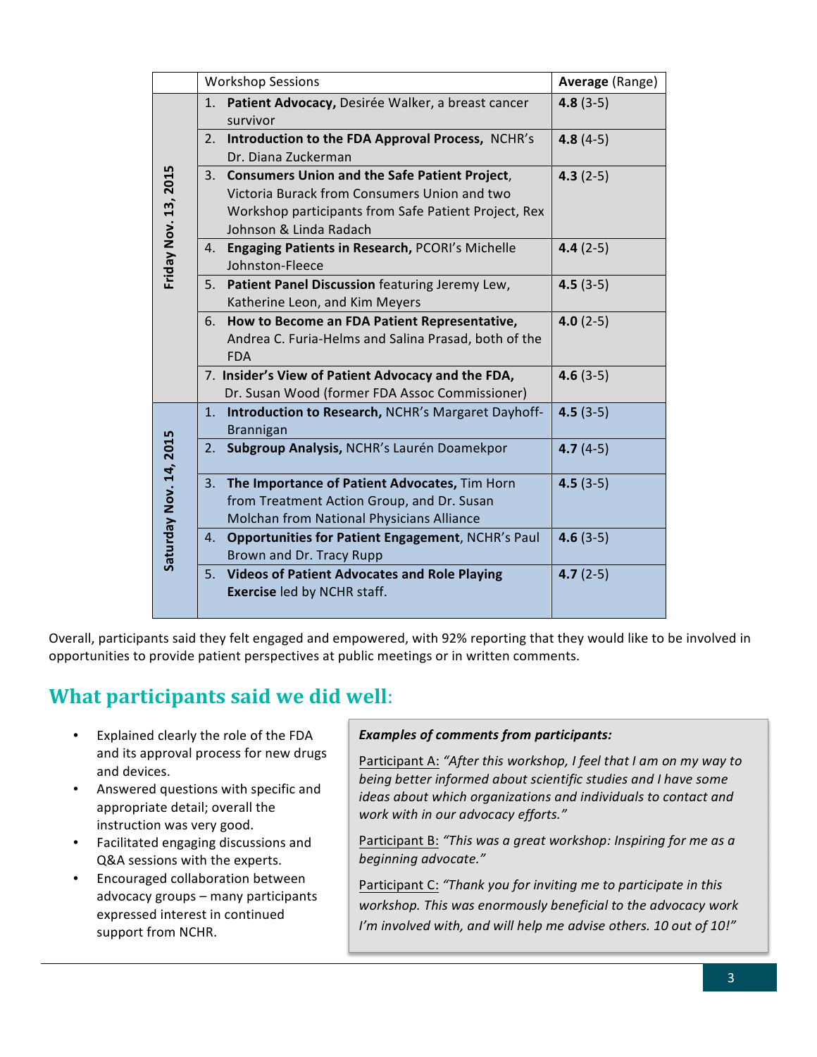| | Workshop Sessions | **Average** (Range) |
|---|---|---|
| **Friday Nov. 13, 2015** | 1. **Patient Advocacy,** Desirée Walker, a breast cancer survivor | **4.8** (3-5) |
| | 2. **Introduction to the FDA Approval Process,** NCHR's Dr. Diana Zuckerman | **4.8** (4-5) |
| | 3. **Consumers Union and the Safe Patient Project**, Victoria Burack from Consumers Union and two Workshop participants from Safe Patient Project, Rex Johnson & Linda Radach | **4.3** (2-5) |
| | 4. **Engaging Patients in Research,** PCORI's Michelle Johnston-Fleece | **4.4** (2-5) |
| | 5. **Patient Panel Discussion** featuring Jeremy Lew, Katherine Leon, and Kim Meyers | **4.5** (3-5) |
| | 6. **How to Become an FDA Patient Representative,** Andrea C. Furia-Helms and Salina Prasad, both of the FDA | **4.0** (2-5) |
| | 7. **Insider's View of Patient Advocacy and the FDA,** Dr. Susan Wood (former FDA Assoc Commissioner) | **4.6** (3-5) |
| **Saturday Nov. 14, 2015** | 1. **Introduction to Research,** NCHR's Margaret Dayhoff-Brannigan | **4.5** (3-5) |
| | 2. **Subgroup Analysis,** NCHR's Laurén Doamekpor | **4.7** (4-5) |
| | 3. **The Importance of Patient Advocates,** Tim Horn from Treatment Action Group, and Dr. Susan Molchan from National Physicians Alliance | **4.5** (3-5) |
| | 4. **Opportunities for Patient Engagement**, NCHR's Paul Brown and Dr. Tracy Rupp | **4.6** (3-5) |
| | 5. **Videos of Patient Advocates and Role Playing Exercise** led by NCHR staff. | **4.7** (2-5) |

Overall, participants said they felt engaged and empowered, with 92% reporting that they would like to be involved in opportunities to provide patient perspectives at public meetings or in written comments.

## What participants said we did well:

- Explained clearly the role of the FDA and its approval process for new drugs and devices.
- Answered questions with specific and appropriate detail; overall the instruction was very good.
- Facilitated engaging discussions and Q&A sessions with the experts.
- Encouraged collaboration between advocacy groups – many participants expressed interest in continued support from NCHR.

***Examples of comments from participants:***

Participant A: *"After this workshop, I feel that I am on my way to being better informed about scientific studies and I have some ideas about which organizations and individuals to contact and work with in our advocacy efforts."*

Participant B: *"This was a great workshop: Inspiring for me as a beginning advocate."*

Participant C: *"Thank you for inviting me to participate in this workshop. This was enormously beneficial to the advocacy work I'm involved with, and will help me advise others. 10 out of 10!"*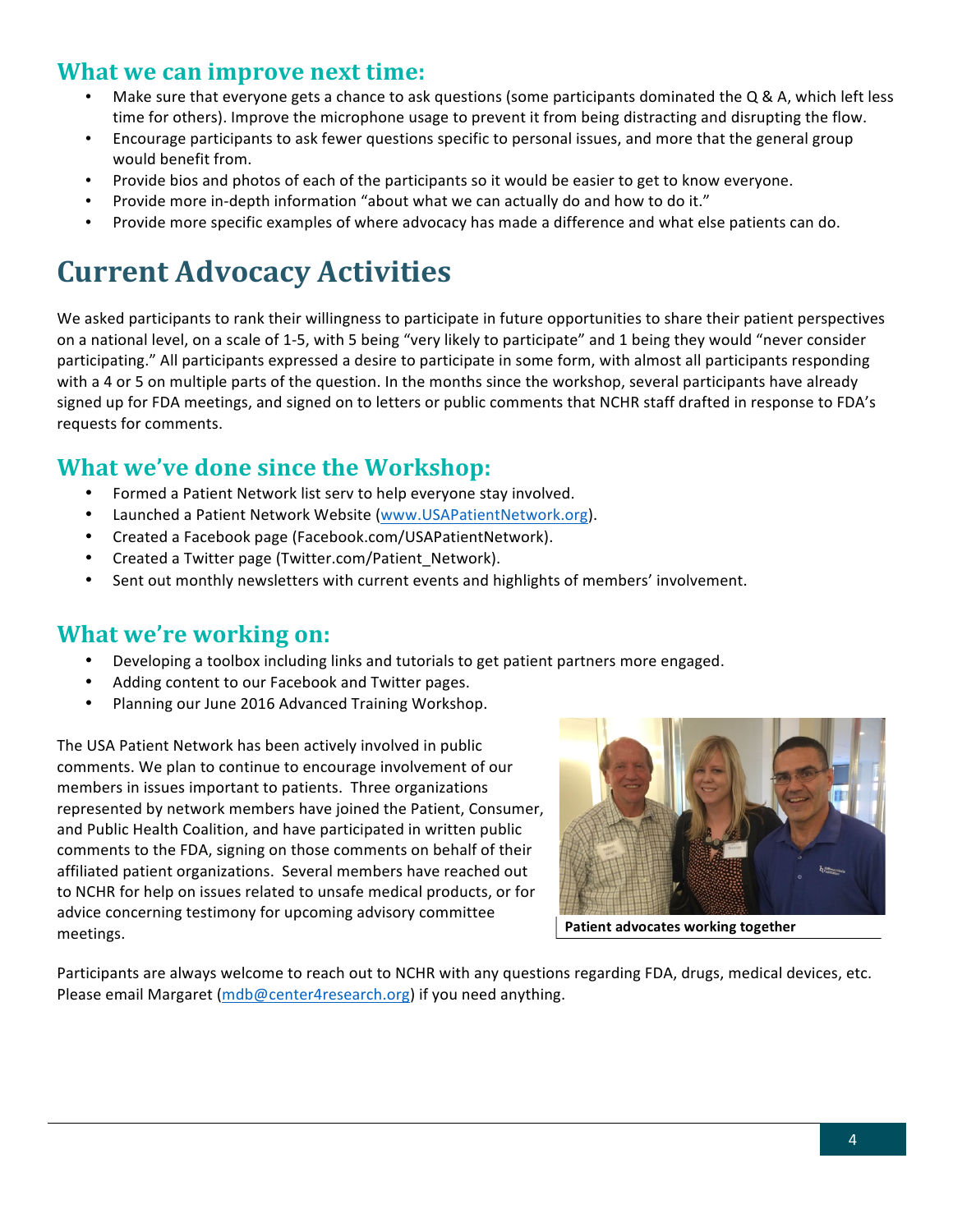## What we can improve next time:

- Make sure that everyone gets a chance to ask questions (some participants dominated the Q & A, which left less time for others). Improve the microphone usage to prevent it from being distracting and disrupting the flow.
- Encourage participants to ask fewer questions specific to personal issues, and more that the general group would benefit from.
- Provide bios and photos of each of the participants so it would be easier to get to know everyone.
- Provide more in-depth information "about what we can actually do and how to do it."
- Provide more specific examples of where advocacy has made a difference and what else patients can do.

# Current Advocacy Activities

We asked participants to rank their willingness to participate in future opportunities to share their patient perspectives on a national level, on a scale of 1-5, with 5 being "very likely to participate" and 1 being they would "never consider participating." All participants expressed a desire to participate in some form, with almost all participants responding with a 4 or 5 on multiple parts of the question. In the months since the workshop, several participants have already signed up for FDA meetings, and signed on to letters or public comments that NCHR staff drafted in response to FDA's requests for comments.

## What we've done since the Workshop:

- Formed a Patient Network list serv to help everyone stay involved.
- Launched a Patient Network Website (www.USAPatientNetwork.org).
- Created a Facebook page (Facebook.com/USAPatientNetwork).
- Created a Twitter page (Twitter.com/Patient_Network).
- Sent out monthly newsletters with current events and highlights of members' involvement.

## What we're working on:

- Developing a toolbox including links and tutorials to get patient partners more engaged.
- Adding content to our Facebook and Twitter pages.
- Planning our June 2016 Advanced Training Workshop.

The USA Patient Network has been actively involved in public comments. We plan to continue to encourage involvement of our members in issues important to patients. Three organizations represented by network members have joined the Patient, Consumer, and Public Health Coalition, and have participated in written public comments to the FDA, signing on those comments on behalf of their affiliated patient organizations. Several members have reached out to NCHR for help on issues related to unsafe medical products, or for advice concerning testimony for upcoming advisory committee meetings.

**Patient advocates working together**

Participants are always welcome to reach out to NCHR with any questions regarding FDA, drugs, medical devices, etc. Please email Margaret (mdb@center4research.org) if you need anything.